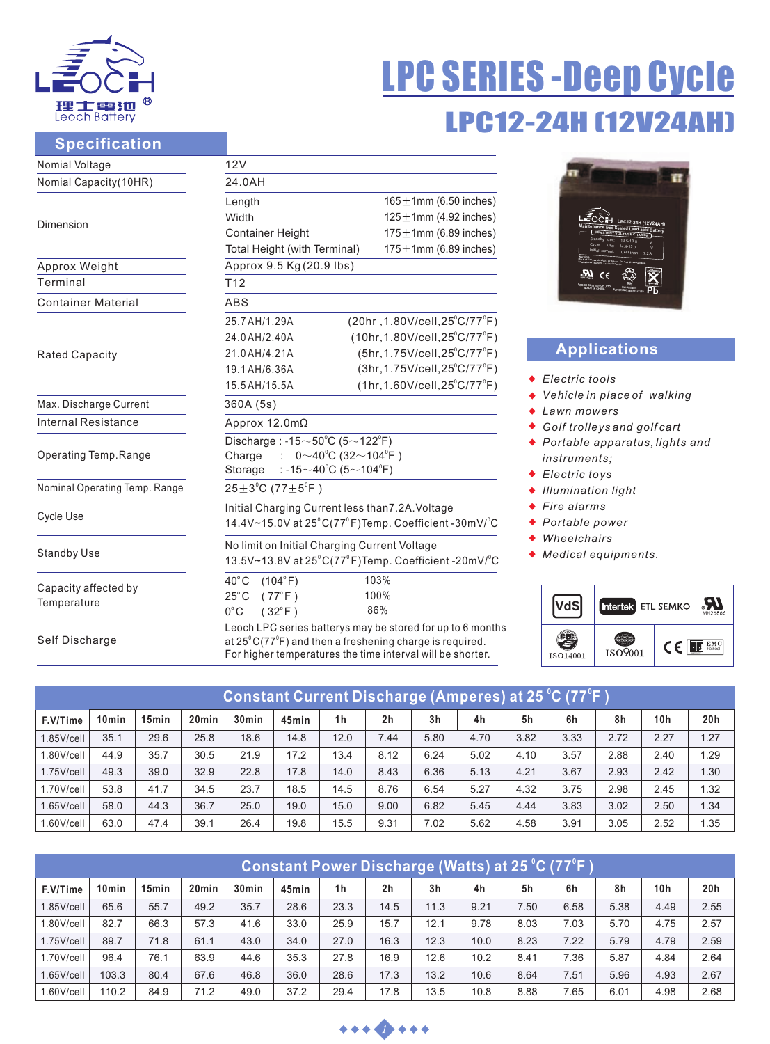# LPC SERIES -Deep Cycle

## LPC12-24H (12V24AH)

## Specification

| | | |
|---|---|---|
| Nomial Voltage | 12V | |
| Nomial Capacity(10HR) | 24.0AH | |
| Dimension | Length | 165±1mm (6.50 inches) |
| | Width | 125±1mm (4.92 inches) |
| | Container Height | 175±1mm (6.89 inches) |
| | Total Height (with Terminal) | 175±1mm (6.89 inches) |
| Approx Weight | Approx 9.5 Kg(20.9 lbs) | |
| Terminal | T12 | |
| Container Material | ABS | |
| Rated Capacity | 25.7AH/1.29A | (20hr ,1.80V/cell,25°C/77°F) |
| | 24.0AH/2.40A | (10hr,1.80V/cell,25°C/77°F) |
| | 21.0AH/4.21A | (5hr,1.75V/cell,25°C/77°F) |
| | 19.1AH/6.36A | (3hr,1.75V/cell,25°C/77°F) |
| | 15.5AH/15.5A | (1hr,1.60V/cell,25°C/77°F) |
| Max. Discharge Current | 360A (5s) | |
| Internal Resistance | Approx 12.0mΩ | |
| Operating Temp.Range | Discharge : -15~50°C (5~122°F) | |
| | Charge : 0~40°C (32~104°F ) | |
| | Storage : -15~40°C (5~104°F) | |
| Nominal Operating Temp. Range | 25±3°C (77±5°F ) | |
| Cycle Use | Initial Charging Current less than7.2A.Voltage 14.4V~15.0V at 25°C(77°F)Temp. Coefficient -30mV/°C | |
| Standby Use | No limit on Initial Charging Current Voltage 13.5V~13.8V at 25°C(77°F)Temp. Coefficient -20mV/°C | |
| Capacity affected by Temperature | 40°C (104°F) | 103% |
| | 25°C (77°F ) | 100% |
| | 0°C (32°F ) | 86% |
| Self Discharge | Leoch LPC series batterys may be stored for up to 6 months at 25°C(77°F) and then a freshening charge is required. For higher temperatures the time interval will be shorter. | |

## Applications

- *Electric tools*
- *Vehicle in place of walking*
- *Lawn mowers*
- *Golf trolleys and golf cart*
- *Portable apparatus, lights and instruments;*
- *Electric toys*
- *Illumination light*
- *Fire alarms*
- *Portable power*
- *Wheelchairs*
- *Medical equipments.*

VdS | Intertek ETL SEMKO | MH26866 | ISO14001 | ISO9001 | CE | EMC

## Constant Current Discharge (Amperes) at 25°C (77°F )

| F.V/Time | 10min | 15min | 20min | 30min | 45min | 1h | 2h | 3h | 4h | 5h | 6h | 8h | 10h | 20h |
|---|---|---|---|---|---|---|---|---|---|---|---|---|---|---|
| 1.85V/cell | 35.1 | 29.6 | 25.8 | 18.6 | 14.8 | 12.0 | 7.44 | 5.80 | 4.70 | 3.82 | 3.33 | 2.72 | 2.27 | 1.27 |
| 1.80V/cell | 44.9 | 35.7 | 30.5 | 21.9 | 17.2 | 13.4 | 8.12 | 6.24 | 5.02 | 4.10 | 3.57 | 2.88 | 2.40 | 1.29 |
| 1.75V/cell | 49.3 | 39.0 | 32.9 | 22.8 | 17.8 | 14.0 | 8.43 | 6.36 | 5.13 | 4.21 | 3.67 | 2.93 | 2.42 | 1.30 |
| 1.70V/cell | 53.8 | 41.7 | 34.5 | 23.7 | 18.5 | 14.5 | 8.76 | 6.54 | 5.27 | 4.32 | 3.75 | 2.98 | 2.45 | 1.32 |
| 1.65V/cell | 58.0 | 44.3 | 36.7 | 25.0 | 19.0 | 15.0 | 9.00 | 6.82 | 5.45 | 4.44 | 3.83 | 3.02 | 2.50 | 1.34 |
| 1.60V/cell | 63.0 | 47.4 | 39.1 | 26.4 | 19.8 | 15.5 | 9.31 | 7.02 | 5.62 | 4.58 | 3.91 | 3.05 | 2.52 | 1.35 |

## Constant Power Discharge (Watts) at 25°C (77°F )

| F.V/Time | 10min | 15min | 20min | 30min | 45min | 1h | 2h | 3h | 4h | 5h | 6h | 8h | 10h | 20h |
|---|---|---|---|---|---|---|---|---|---|---|---|---|---|---|
| 1.85V/cell | 65.6 | 55.7 | 49.2 | 35.7 | 28.6 | 23.3 | 14.5 | 11.3 | 9.21 | 7.50 | 6.58 | 5.38 | 4.49 | 2.55 |
| 1.80V/cell | 82.7 | 66.3 | 57.3 | 41.6 | 33.0 | 25.9 | 15.7 | 12.1 | 9.78 | 8.03 | 7.03 | 5.70 | 4.75 | 2.57 |
| 1.75V/cell | 89.7 | 71.8 | 61.1 | 43.0 | 34.0 | 27.0 | 16.3 | 12.3 | 10.0 | 8.23 | 7.22 | 5.79 | 4.79 | 2.59 |
| 1.70V/cell | 96.4 | 76.1 | 63.9 | 44.6 | 35.3 | 27.8 | 16.9 | 12.6 | 10.2 | 8.41 | 7.36 | 5.87 | 4.84 | 2.64 |
| 1.65V/cell | 103.3 | 80.4 | 67.6 | 46.8 | 36.0 | 28.6 | 17.3 | 13.2 | 10.6 | 8.64 | 7.51 | 5.96 | 4.93 | 2.67 |
| 1.60V/cell | 110.2 | 84.9 | 71.2 | 49.0 | 37.2 | 29.4 | 17.8 | 13.5 | 10.8 | 8.88 | 7.65 | 6.01 | 4.98 | 2.68 |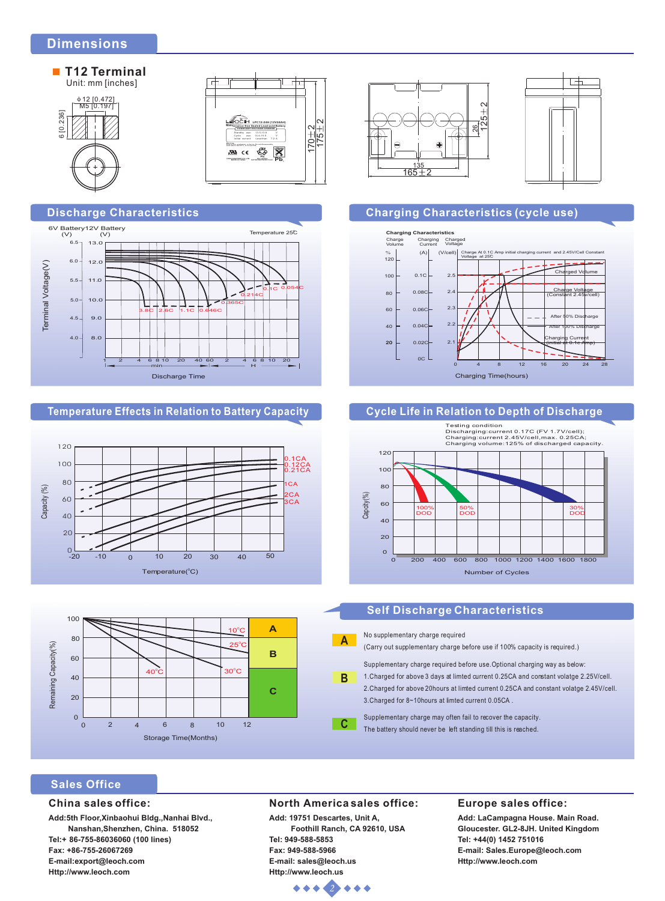## Dimensions

### T12 Terminal

Unit: mm [inches]

φ12 [0.472]
M5 [0.197]
6 [0.236]

170±2
175±2
135
165±2
26
125±2

## Discharge Characteristics

6V Battery 12V Battery
(V) (V)
Temperature 25C
6.5 13.0
6.0 12.0
5.5 11.0
5.0 10.0
4.5 9.0
4.0 8.0
Terminal Voltage(V)
3.8C 2.6C 1.1C 0.646C 0.365C 0.214C 0.1C 0.054C
1 2 4 6 8 10 20 40 60 2 4 6 8 10 20
min H
Discharge Time

## Charging Characteristics (cycle use)

Charging Characteristics
Charge Volume | Charging Current | Charged Voltage
% (A) (V/cell)
Charge At 0.1C Amp initial charging current and 2.45V/Cell Constant Voltage at 25C
120, 100, 80, 60, 40, 20
0.1C, 0.08C, 0.06C, 0.04C, 0.02C, 0C
2.5, 2.4, 2.3, 2.2, 2.1
Charged Volume
Charge Voltage (Constant 2.45V/cell)
After 50% Discharge
After 100% Discharge
Charging Current (initial at 0.1c Amp)
0 4 8 12 16 20 24 28
Charging Time(hours)

## Temperature Effects in Relation to Battery Capacity

120, 100, 80, 60, 40, 20, 0
Capacity (%)
0.1CA
0.12CA
0.21CA
1CA
2CA
3CA
-20 -10 0 10 20 30 40 50
Temperature(°C)

## Cycle Life in Relation to Depth of Discharge

Testing condition
Discharging:current 0.17C (FV 1.7V/cell);
Charging:current 2.45V/cell,max. 0.25CA;
Charging volume:125% of discharged capacity.
120, 100, 80, 60, 40, 20, 0
Capacity(%)
100% DOD
50% DOD
30% DOD
0 200 400 600 800 1000 1200 1400 1600 1800
Number of Cycles

100, 80, 60, 40, 20, 0
Remaining Capacity(%)
10°C 25°C 30°C 40°C
A B C
0 2 4 6 8 10 12
Storage Time(Months)

## Self Discharge Characteristics

**A** No supplementary charge required
(Carry out supplementary charge before use if 100% capacity is required.)

**B** Supplementary charge required before use. Optional charging way as below:
1.Charged for above 3 days at limited current 0.25CA and constant volatge 2.25V/cell.
2.Charged for above 20hours at limted current 0.25CA and constant volatge 2.45V/cell.
3.Charged for 8~10hours at limted current 0.05CA .

**C** Supplementary charge may often fail to recover the capacity.
The battery should never be left standing till this is reached.

## Sales Office

### China sales office:

**Add:5th Floor,Xinbaohui Bldg.,Nanhai Blvd., Nanshan,Shenzhen, China. 518052**
**Tel:+ 86-755-86036060 (100 lines)**
**Fax: +86-755-26067269**
**E-mail:export@leoch.com**
**Http://www.leoch.com**

### North America sales office:

**Add: 19751 Descartes, Unit A, Foothill Ranch, CA 92610, USA**
**Tel: 949-588-5853**
**Fax: 949-588-5966**
**E-mail: sales@leoch.us**
**Http://www.leoch.us**

### Europe sales office:

**Add: LaCampagna House. Main Road. Gloucester. GL2-8JH. United Kingdom**
**Tel: +44(0) 1452 751016**
**E-mail: Sales.Europe@leoch.com**
**Http://www.leoch.com**